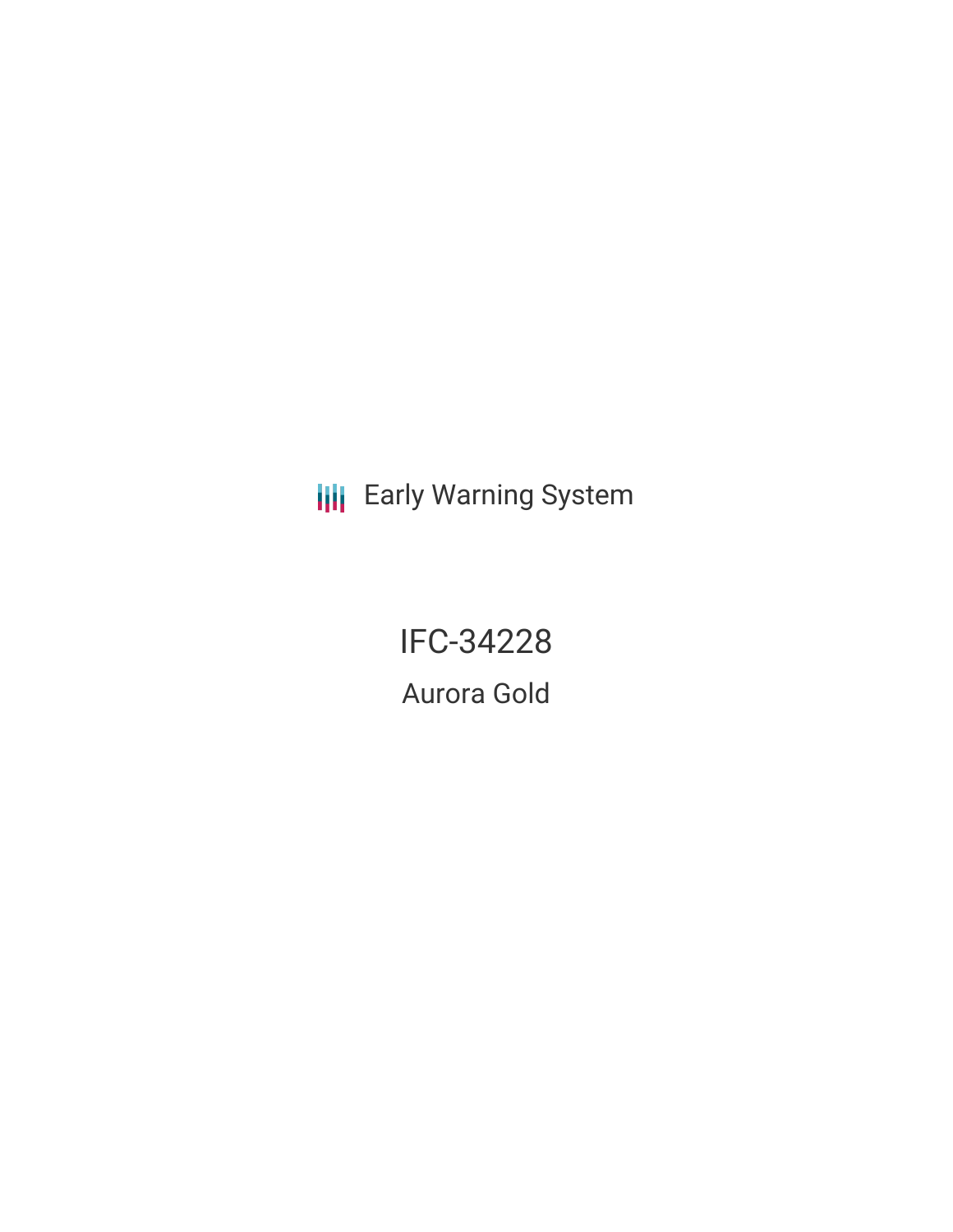Early Warning System

# IFC-34228

## Aurora Gold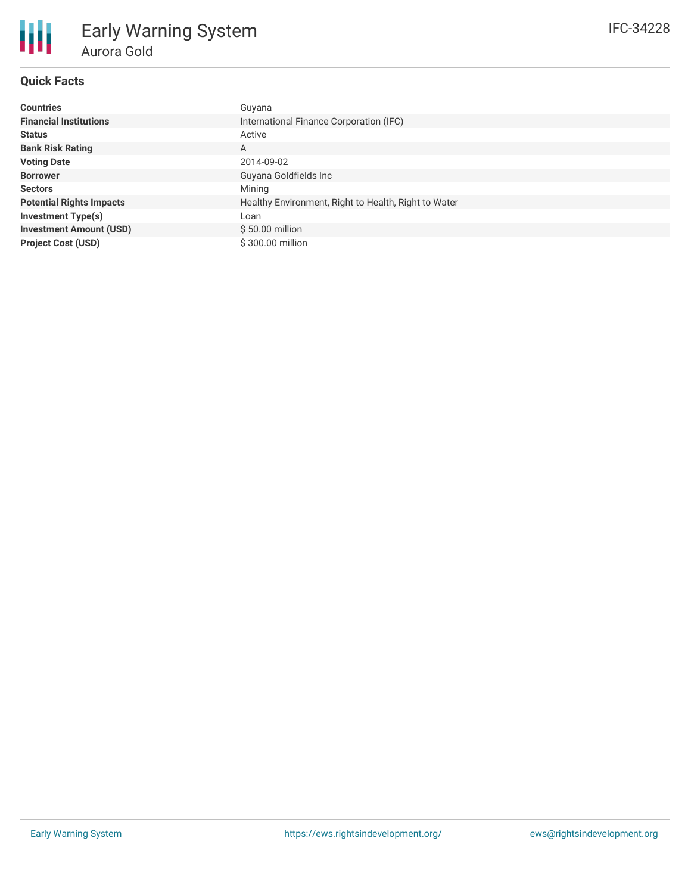# Early Warning System
## Aurora Gold

IFC-34228

### Quick Facts

| | |
|---|---|
| **Countries** | Guyana |
| **Financial Institutions** | International Finance Corporation (IFC) |
| **Status** | Active |
| **Bank Risk Rating** | A |
| **Voting Date** | 2014-09-02 |
| **Borrower** | Guyana Goldfields Inc |
| **Sectors** | Mining |
| **Potential Rights Impacts** | Healthy Environment, Right to Health, Right to Water |
| **Investment Type(s)** | Loan |
| **Investment Amount (USD)** | $ 50.00 million |
| **Project Cost (USD)** | $ 300.00 million |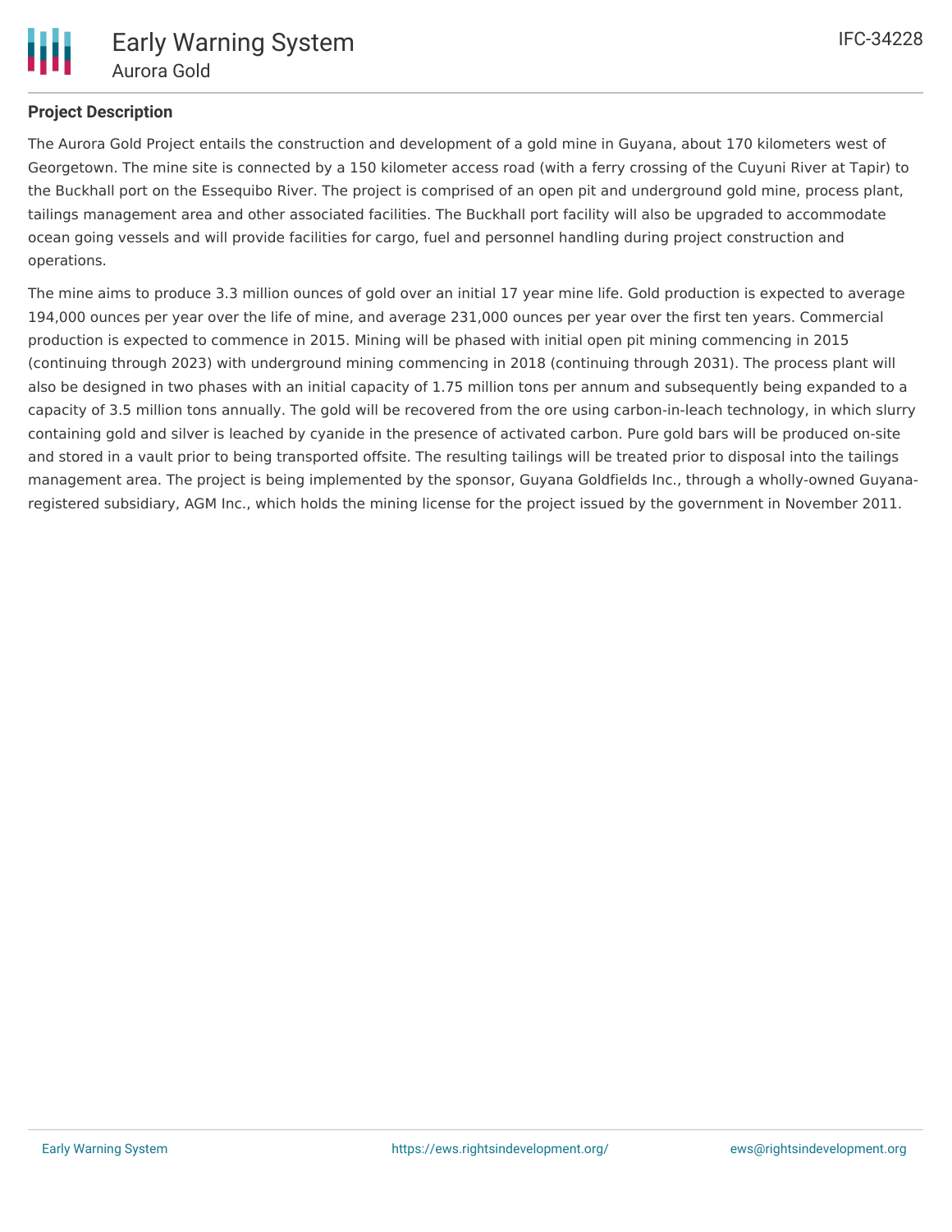**Project Description**

The Aurora Gold Project entails the construction and development of a gold mine in Guyana, about 170 kilometers west of Georgetown. The mine site is connected by a 150 kilometer access road (with a ferry crossing of the Cuyuni River at Tapir) to the Buckhall port on the Essequibo River. The project is comprised of an open pit and underground gold mine, process plant, tailings management area and other associated facilities. The Buckhall port facility will also be upgraded to accommodate ocean going vessels and will provide facilities for cargo, fuel and personnel handling during project construction and operations.

The mine aims to produce 3.3 million ounces of gold over an initial 17 year mine life. Gold production is expected to average 194,000 ounces per year over the life of mine, and average 231,000 ounces per year over the first ten years. Commercial production is expected to commence in 2015. Mining will be phased with initial open pit mining commencing in 2015 (continuing through 2023) with underground mining commencing in 2018 (continuing through 2031). The process plant will also be designed in two phases with an initial capacity of 1.75 million tons per annum and subsequently being expanded to a capacity of 3.5 million tons annually. The gold will be recovered from the ore using carbon-in-leach technology, in which slurry containing gold and silver is leached by cyanide in the presence of activated carbon. Pure gold bars will be produced on-site and stored in a vault prior to being transported offsite. The resulting tailings will be treated prior to disposal into the tailings management area. The project is being implemented by the sponsor, Guyana Goldfields Inc., through a wholly-owned Guyana-registered subsidiary, AGM Inc., which holds the mining license for the project issued by the government in November 2011.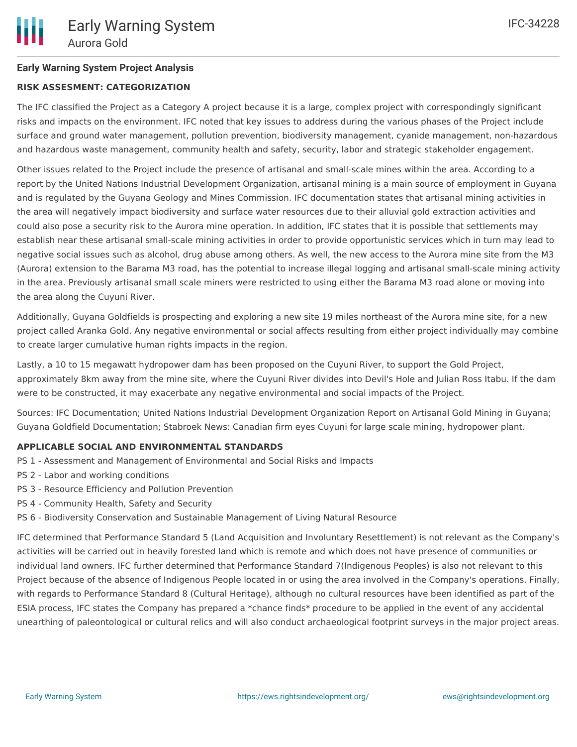**Early Warning System Project Analysis**

**RISK ASSESMENT: CATEGORIZATION**

The IFC classified the Project as a Category A project because it is a large, complex project with correspondingly significant risks and impacts on the environment. IFC noted that key issues to address during the various phases of the Project include surface and ground water management, pollution prevention, biodiversity management, cyanide management, non-hazardous and hazardous waste management, community health and safety, security, labor and strategic stakeholder engagement.

Other issues related to the Project include the presence of artisanal and small-scale mines within the area. According to a report by the United Nations Industrial Development Organization, artisanal mining is a main source of employment in Guyana and is regulated by the Guyana Geology and Mines Commission. IFC documentation states that artisanal mining activities in the area will negatively impact biodiversity and surface water resources due to their alluvial gold extraction activities and could also pose a security risk to the Aurora mine operation. In addition, IFC states that it is possible that settlements may establish near these artisanal small-scale mining activities in order to provide opportunistic services which in turn may lead to negative social issues such as alcohol, drug abuse among others. As well, the new access to the Aurora mine site from the M3 (Aurora) extension to the Barama M3 road, has the potential to increase illegal logging and artisanal small-scale mining activity in the area. Previously artisanal small scale miners were restricted to using either the Barama M3 road alone or moving into the area along the Cuyuni River.

Additionally, Guyana Goldfields is prospecting and exploring a new site 19 miles northeast of the Aurora mine site, for a new project called Aranka Gold. Any negative environmental or social affects resulting from either project individually may combine to create larger cumulative human rights impacts in the region.

Lastly, a 10 to 15 megawatt hydropower dam has been proposed on the Cuyuni River, to support the Gold Project, approximately 8km away from the mine site, where the Cuyuni River divides into Devil's Hole and Julian Ross Itabu. If the dam were to be constructed, it may exacerbate any negative environmental and social impacts of the Project.

Sources: IFC Documentation; United Nations Industrial Development Organization Report on Artisanal Gold Mining in Guyana; Guyana Goldfield Documentation; Stabroek News: Canadian firm eyes Cuyuni for large scale mining, hydropower plant.

**APPLICABLE SOCIAL AND ENVIRONMENTAL STANDARDS**

PS 1 - Assessment and Management of Environmental and Social Risks and Impacts
PS 2 - Labor and working conditions
PS 3 - Resource Efficiency and Pollution Prevention
PS 4 - Community Health, Safety and Security
PS 6 - Biodiversity Conservation and Sustainable Management of Living Natural Resource

IFC determined that Performance Standard 5 (Land Acquisition and Involuntary Resettlement) is not relevant as the Company's activities will be carried out in heavily forested land which is remote and which does not have presence of communities or individual land owners. IFC further determined that Performance Standard 7(Indigenous Peoples) is also not relevant to this Project because of the absence of Indigenous People located in or using the area involved in the Company's operations. Finally, with regards to Performance Standard 8 (Cultural Heritage), although no cultural resources have been identified as part of the ESIA process, IFC states the Company has prepared a *chance finds* procedure to be applied in the event of any accidental unearthing of paleontological or cultural relics and will also conduct archaeological footprint surveys in the major project areas.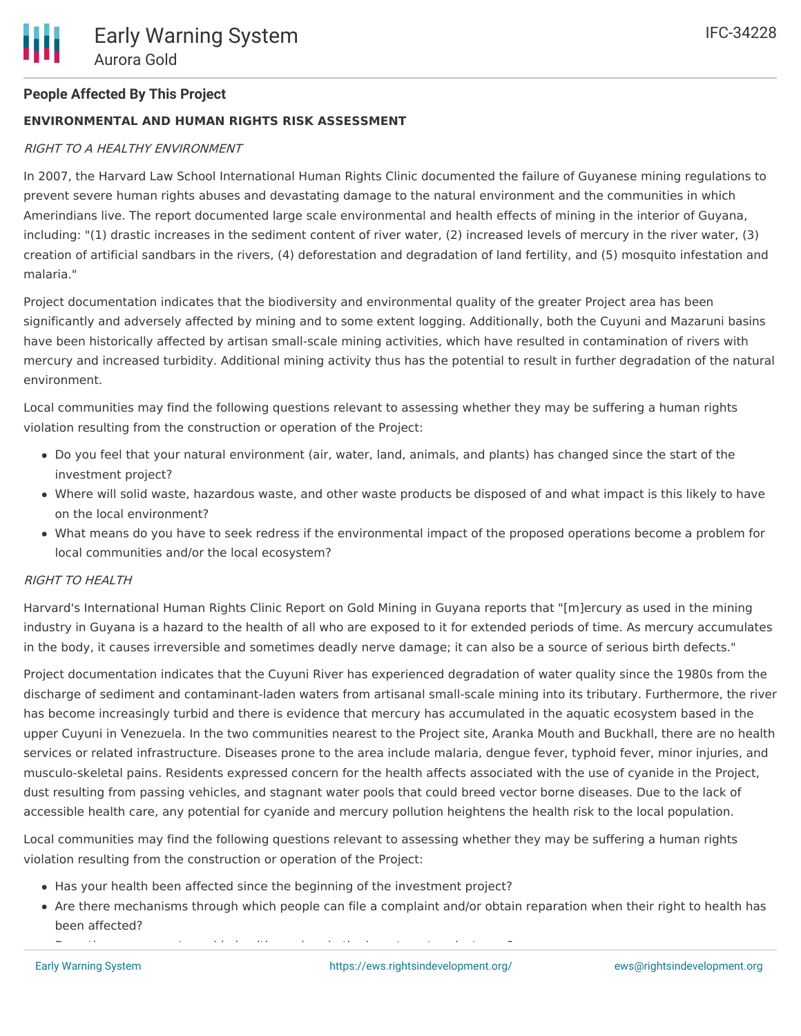**People Affected By This Project**

**ENVIRONMENTAL AND HUMAN RIGHTS RISK ASSESSMENT**

*RIGHT TO A HEALTHY ENVIRONMENT*

In 2007, the Harvard Law School International Human Rights Clinic documented the failure of Guyanese mining regulations to prevent severe human rights abuses and devastating damage to the natural environment and the communities in which Amerindians live. The report documented large scale environmental and health effects of mining in the interior of Guyana, including: "(1) drastic increases in the sediment content of river water, (2) increased levels of mercury in the river water, (3) creation of artificial sandbars in the rivers, (4) deforestation and degradation of land fertility, and (5) mosquito infestation and malaria."

Project documentation indicates that the biodiversity and environmental quality of the greater Project area has been significantly and adversely affected by mining and to some extent logging. Additionally, both the Cuyuni and Mazaruni basins have been historically affected by artisan small-scale mining activities, which have resulted in contamination of rivers with mercury and increased turbidity. Additional mining activity thus has the potential to result in further degradation of the natural environment.

Local communities may find the following questions relevant to assessing whether they may be suffering a human rights violation resulting from the construction or operation of the Project:

- Do you feel that your natural environment (air, water, land, animals, and plants) has changed since the start of the investment project?
- Where will solid waste, hazardous waste, and other waste products be disposed of and what impact is this likely to have on the local environment?
- What means do you have to seek redress if the environmental impact of the proposed operations become a problem for local communities and/or the local ecosystem?

*RIGHT TO HEALTH*

Harvard's International Human Rights Clinic Report on Gold Mining in Guyana reports that "[m]ercury as used in the mining industry in Guyana is a hazard to the health of all who are exposed to it for extended periods of time. As mercury accumulates in the body, it causes irreversible and sometimes deadly nerve damage; it can also be a source of serious birth defects."

Project documentation indicates that the Cuyuni River has experienced degradation of water quality since the 1980s from the discharge of sediment and contaminant-laden waters from artisanal small-scale mining into its tributary. Furthermore, the river has become increasingly turbid and there is evidence that mercury has accumulated in the aquatic ecosystem based in the upper Cuyuni in Venezuela. In the two communities nearest to the Project site, Aranka Mouth and Buckhall, there are no health services or related infrastructure. Diseases prone to the area include malaria, dengue fever, typhoid fever, minor injuries, and musculo-skeletal pains. Residents expressed concern for the health affects associated with the use of cyanide in the Project, dust resulting from passing vehicles, and stagnant water pools that could breed vector borne diseases. Due to the lack of accessible health care, any potential for cyanide and mercury pollution heightens the health risk to the local population.

Local communities may find the following questions relevant to assessing whether they may be suffering a human rights violation resulting from the construction or operation of the Project:

- Has your health been affected since the beginning of the investment project?
- Are there mechanisms through which people can file a complaint and/or obtain reparation when their right to health has been affected?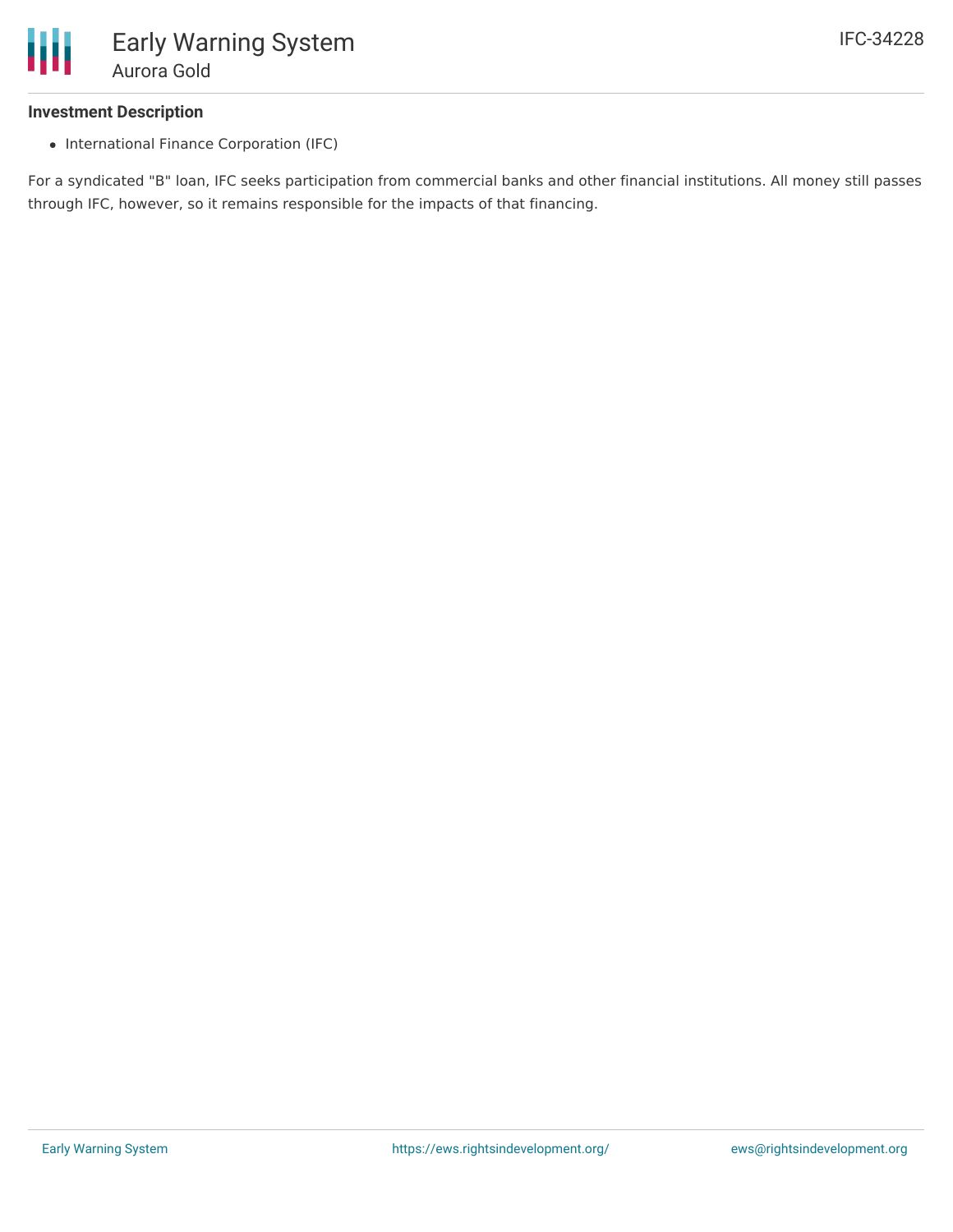### Investment Description

- International Finance Corporation (IFC)

For a syndicated "B" loan, IFC seeks participation from commercial banks and other financial institutions. All money still passes through IFC, however, so it remains responsible for the impacts of that financing.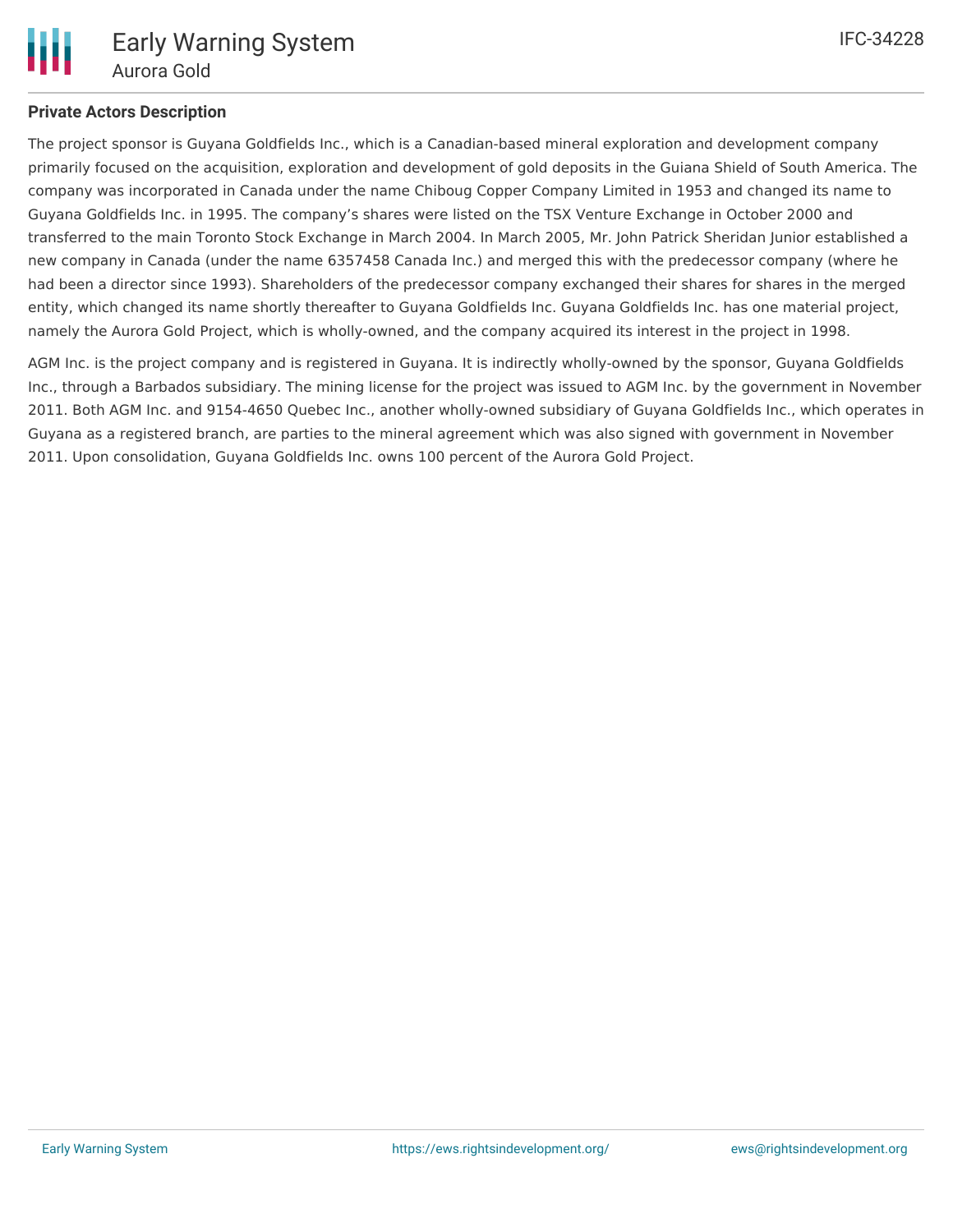**Private Actors Description**

The project sponsor is Guyana Goldfields Inc., which is a Canadian-based mineral exploration and development company primarily focused on the acquisition, exploration and development of gold deposits in the Guiana Shield of South America. The company was incorporated in Canada under the name Chiboug Copper Company Limited in 1953 and changed its name to Guyana Goldfields Inc. in 1995. The company's shares were listed on the TSX Venture Exchange in October 2000 and transferred to the main Toronto Stock Exchange in March 2004. In March 2005, Mr. John Patrick Sheridan Junior established a new company in Canada (under the name 6357458 Canada Inc.) and merged this with the predecessor company (where he had been a director since 1993). Shareholders of the predecessor company exchanged their shares for shares in the merged entity, which changed its name shortly thereafter to Guyana Goldfields Inc. Guyana Goldfields Inc. has one material project, namely the Aurora Gold Project, which is wholly-owned, and the company acquired its interest in the project in 1998.

AGM Inc. is the project company and is registered in Guyana. It is indirectly wholly-owned by the sponsor, Guyana Goldfields Inc., through a Barbados subsidiary. The mining license for the project was issued to AGM Inc. by the government in November 2011. Both AGM Inc. and 9154-4650 Quebec Inc., another wholly-owned subsidiary of Guyana Goldfields Inc., which operates in Guyana as a registered branch, are parties to the mineral agreement which was also signed with government in November 2011. Upon consolidation, Guyana Goldfields Inc. owns 100 percent of the Aurora Gold Project.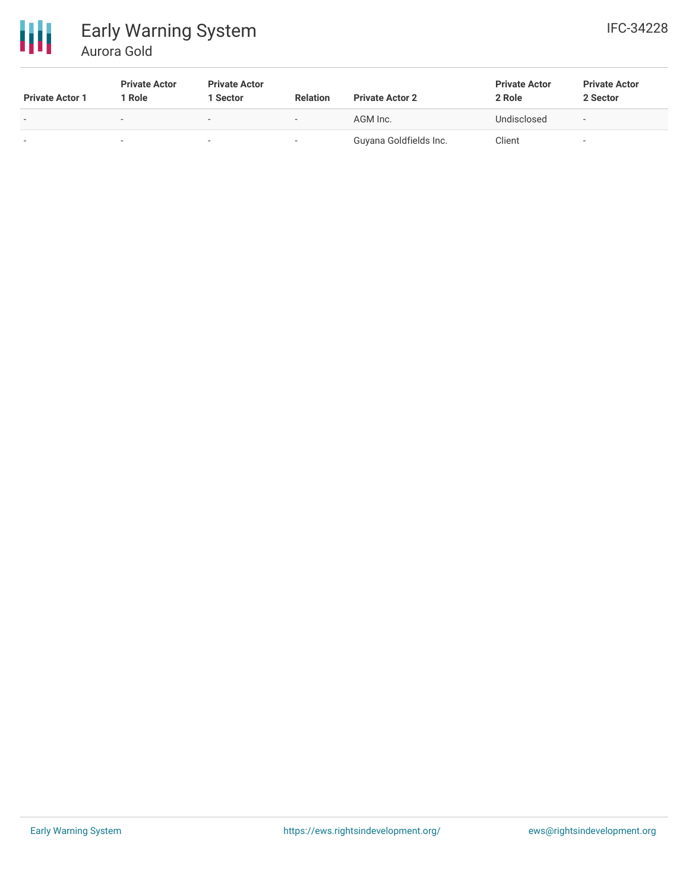| Private Actor 1 | Private Actor 1 Role | Private Actor 1 Sector | Relation | Private Actor 2 | Private Actor 2 Role | Private Actor 2 Sector |
|---|---|---|---|---|---|---|
| - | - | - | - | AGM Inc. | Undisclosed | - |
| - | - | - | - | Guyana Goldfields Inc. | Client | - |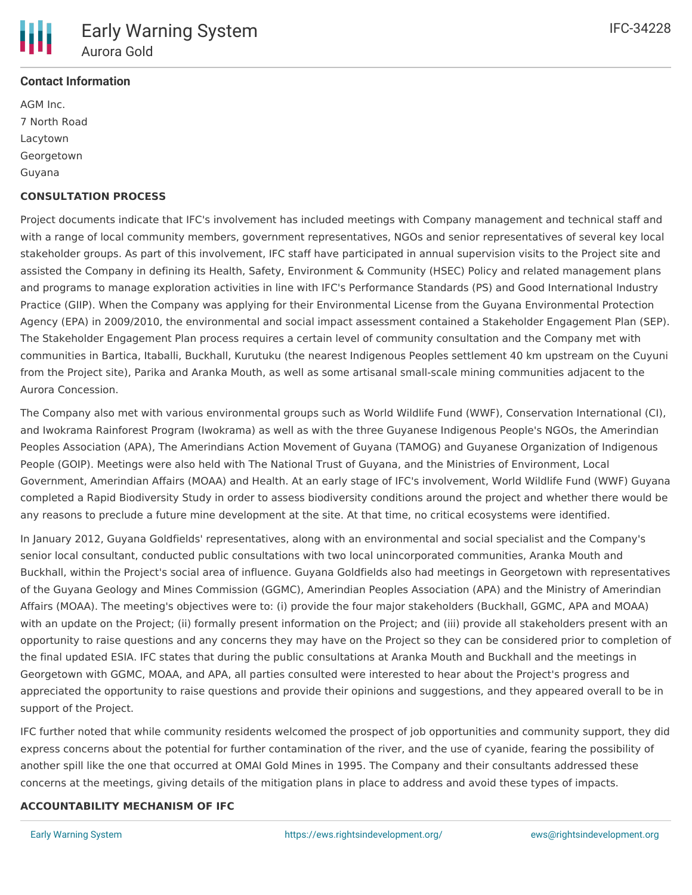## Contact Information

AGM Inc.
7 North Road
Lacytown
Georgetown
Guyana

### CONSULTATION PROCESS

Project documents indicate that IFC's involvement has included meetings with Company management and technical staff and with a range of local community members, government representatives, NGOs and senior representatives of several key local stakeholder groups. As part of this involvement, IFC staff have participated in annual supervision visits to the Project site and assisted the Company in defining its Health, Safety, Environment & Community (HSEC) Policy and related management plans and programs to manage exploration activities in line with IFC's Performance Standards (PS) and Good International Industry Practice (GIIP). When the Company was applying for their Environmental License from the Guyana Environmental Protection Agency (EPA) in 2009/2010, the environmental and social impact assessment contained a Stakeholder Engagement Plan (SEP). The Stakeholder Engagement Plan process requires a certain level of community consultation and the Company met with communities in Bartica, Itaballi, Buckhall, Kurutuku (the nearest Indigenous Peoples settlement 40 km upstream on the Cuyuni from the Project site), Parika and Aranka Mouth, as well as some artisanal small-scale mining communities adjacent to the Aurora Concession.

The Company also met with various environmental groups such as World Wildlife Fund (WWF), Conservation International (CI), and Iwokrama Rainforest Program (Iwokrama) as well as with the three Guyanese Indigenous People's NGOs, the Amerindian Peoples Association (APA), The Amerindians Action Movement of Guyana (TAMOG) and Guyanese Organization of Indigenous People (GOIP). Meetings were also held with The National Trust of Guyana, and the Ministries of Environment, Local Government, Amerindian Affairs (MOAA) and Health. At an early stage of IFC's involvement, World Wildlife Fund (WWF) Guyana completed a Rapid Biodiversity Study in order to assess biodiversity conditions around the project and whether there would be any reasons to preclude a future mine development at the site. At that time, no critical ecosystems were identified.

In January 2012, Guyana Goldfields' representatives, along with an environmental and social specialist and the Company's senior local consultant, conducted public consultations with two local unincorporated communities, Aranka Mouth and Buckhall, within the Project's social area of influence. Guyana Goldfields also had meetings in Georgetown with representatives of the Guyana Geology and Mines Commission (GGMC), Amerindian Peoples Association (APA) and the Ministry of Amerindian Affairs (MOAA). The meeting's objectives were to: (i) provide the four major stakeholders (Buckhall, GGMC, APA and MOAA) with an update on the Project; (ii) formally present information on the Project; and (iii) provide all stakeholders present with an opportunity to raise questions and any concerns they may have on the Project so they can be considered prior to completion of the final updated ESIA. IFC states that during the public consultations at Aranka Mouth and Buckhall and the meetings in Georgetown with GGMC, MOAA, and APA, all parties consulted were interested to hear about the Project's progress and appreciated the opportunity to raise questions and provide their opinions and suggestions, and they appeared overall to be in support of the Project.

IFC further noted that while community residents welcomed the prospect of job opportunities and community support, they did express concerns about the potential for further contamination of the river, and the use of cyanide, fearing the possibility of another spill like the one that occurred at OMAI Gold Mines in 1995. The Company and their consultants addressed these concerns at the meetings, giving details of the mitigation plans in place to address and avoid these types of impacts.

### ACCOUNTABILITY MECHANISM OF IFC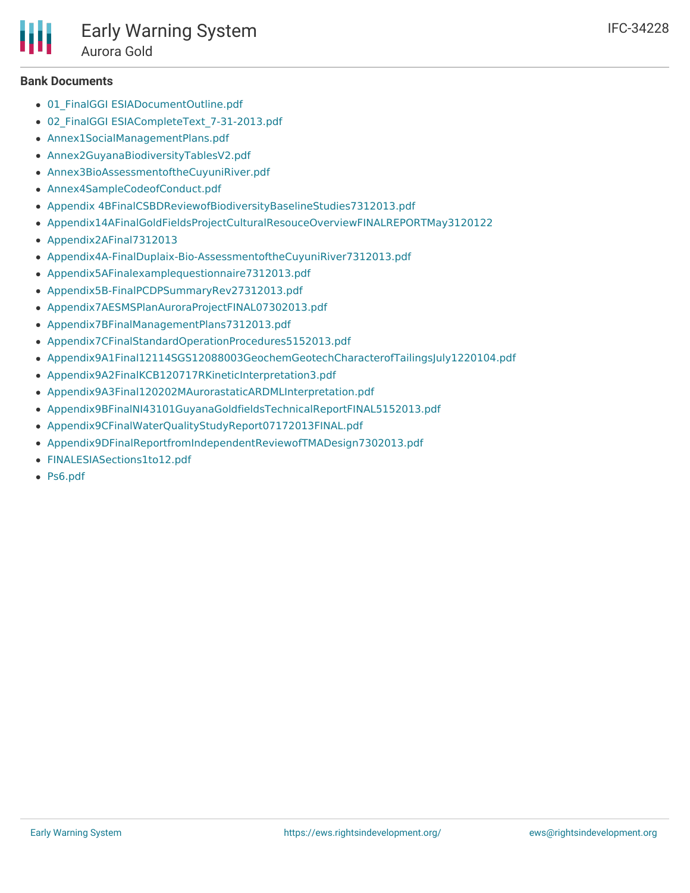## Bank Documents

- 01_FinalGGI ESIADocumentOutline.pdf
- 02_FinalGGI ESIACompleteText_7-31-2013.pdf
- Annex1SocialManagementPlans.pdf
- Annex2GuyanaBiodiversityTablesV2.pdf
- Annex3BioAssessmentoftheCuyuniRiver.pdf
- Annex4SampleCodeofConduct.pdf
- Appendix 4BFinalCSBDReviewofBiodiversityBaselineStudies7312013.pdf
- Appendix14AFinalGoldFieldsProjectCulturalResouceOverviewFINALREPORTMay3120122
- Appendix2AFinal7312013
- Appendix4A-FinalDuplaix-Bio-AssessmentoftheCuyuniRiver7312013.pdf
- Appendix5AFinalexamplequestionnaire7312013.pdf
- Appendix5B-FinalPCDPSummaryRev27312013.pdf
- Appendix7AESMSPlanAuroraProjectFINAL07302013.pdf
- Appendix7BFinalManagementPlans7312013.pdf
- Appendix7CFinalStandardOperationProcedures5152013.pdf
- Appendix9A1Final12114SGS12088003GeochemGeotechCharacterofTailingsJuly1220104.pdf
- Appendix9A2FinalKCB120717RKineticInterpretation3.pdf
- Appendix9A3Final120202MAurorastaticARDMLInterpretation.pdf
- Appendix9BFinalNI43101GuyanaGoldfieldsTechnicalReportFINAL5152013.pdf
- Appendix9CFinalWaterQualityStudyReport07172013FINAL.pdf
- Appendix9DFinalReportfromIndependentReviewofTMADesign7302013.pdf
- FINALESIASections1to12.pdf
- Ps6.pdf